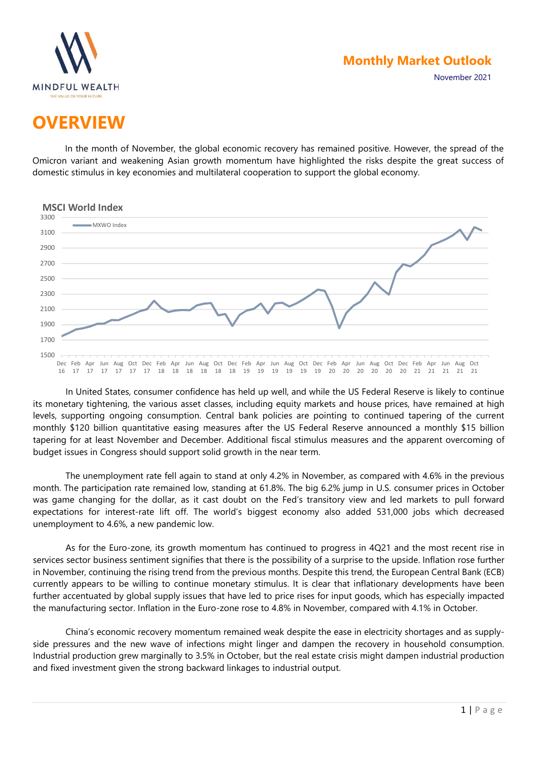Monthly Market Outlook

November 2021

# OVERVIEW

In the month of November, the global economic recovery has remained positive. However, the spread of the Omicron variant and weakening Asian growth momentum have highlighted the risks despite the great success of domestic stimulus in key economies and multilateral cooperation to support the global economy.

**MSCI World Index**

In United States, consumer confidence has held up well, and while the US Federal Reserve is likely to continue its monetary tightening, the various asset classes, including equity markets and house prices, have remained at high levels, supporting ongoing consumption. Central bank policies are pointing to continued tapering of the current monthly $120 billion quantitative easing measures after the US Federal Reserve announced a monthly $15 billion tapering for at least November and December. Additional fiscal stimulus measures and the apparent overcoming of budget issues in Congress should support solid growth in the near term.

The unemployment rate fell again to stand at only 4.2% in November, as compared with 4.6% in the previous month. The participation rate remained low, standing at 61.8%. The big 6.2% jump in U.S. consumer prices in October was game changing for the dollar, as it cast doubt on the Fed's transitory view and led markets to pull forward expectations for interest-rate lift off. The world's biggest economy also added 531,000 jobs which decreased unemployment to 4.6%, a new pandemic low.

As for the Euro-zone, its growth momentum has continued to progress in 4Q21 and the most recent rise in services sector business sentiment signifies that there is the possibility of a surprise to the upside. Inflation rose further in November, continuing the rising trend from the previous months. Despite this trend, the European Central Bank (ECB) currently appears to be willing to continue monetary stimulus. It is clear that inflationary developments have been further accentuated by global supply issues that have led to price rises for input goods, which has especially impacted the manufacturing sector. Inflation in the Euro-zone rose to 4.8% in November, compared with 4.1% in October.

China's economic recovery momentum remained weak despite the ease in electricity shortages and as supply-side pressures and the new wave of infections might linger and dampen the recovery in household consumption. Industrial production grew marginally to 3.5% in October, but the real estate crisis might dampen industrial production and fixed investment given the strong backward linkages to industrial output.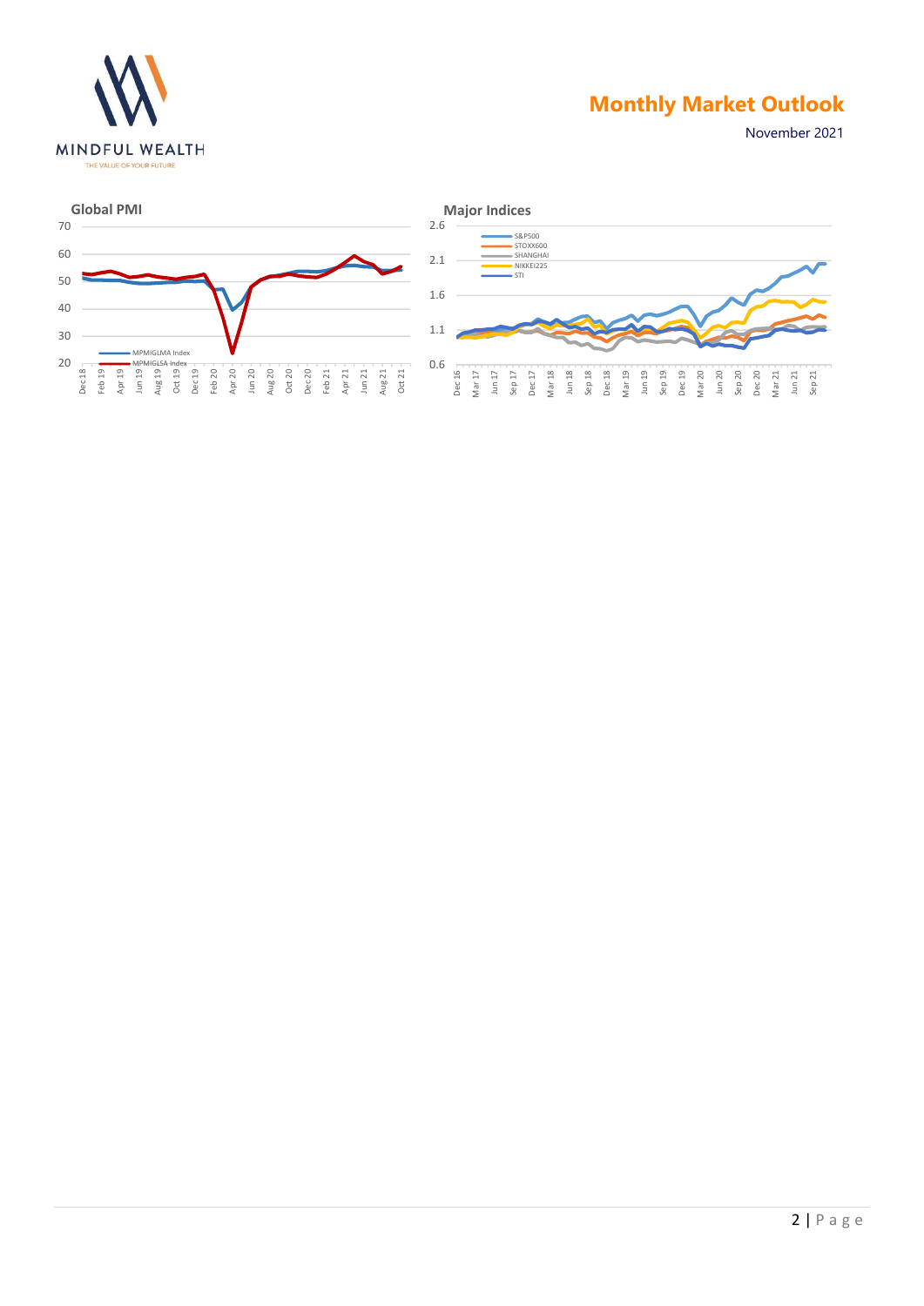## Global PMI

| | |
|---|---|
| MPMIGLMA Index | |
| MPMIGLSA Index | |

## Major Indices

- S&P500
- STOXX600
- SHANGHAI
- NIKKEI225
- STI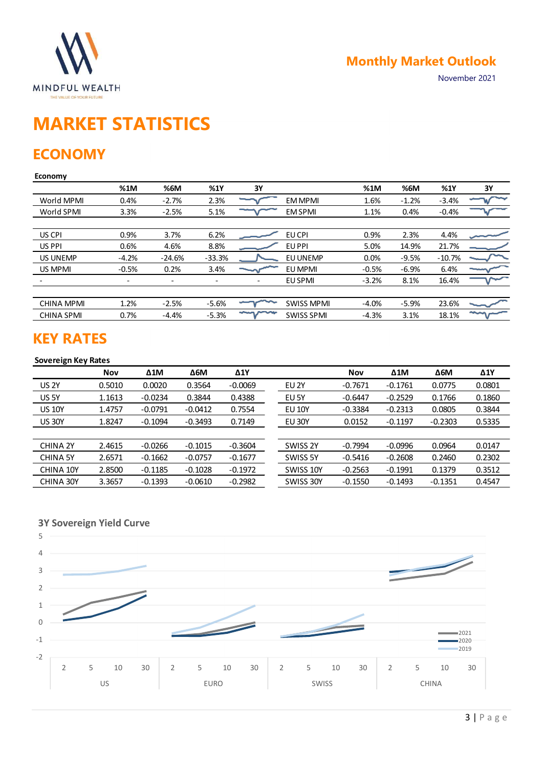# MARKET STATISTICS

## ECONOMY

**Economy**

| | %1M | %6M | %1Y | 3Y | | %1M | %6M | %1Y | 3Y |
|---|---|---|---|---|---|---|---|---|---|
| World MPMI | 0.4% | -2.7% | 2.3% | | EM MPMI | 1.6% | -1.2% | -3.4% | |
| World SPMI | 3.3% | -2.5% | 5.1% | | EM SPMI | 1.1% | 0.4% | -0.4% | |
| | | | | | | | | | |
| US CPI | 0.9% | 3.7% | 6.2% | | EU CPI | 0.9% | 2.3% | 4.4% | |
| US PPI | 0.6% | 4.6% | 8.8% | | EU PPI | 5.0% | 14.9% | 21.7% | |
| US UNEMP | -4.2% | -24.6% | -33.3% | | EU UNEMP | 0.0% | -9.5% | -10.7% | |
| US MPMI | -0.5% | 0.2% | 3.4% | | EU MPMI | -0.5% | -6.9% | 6.4% | |
| - | - | - | - | - | EU SPMI | -3.2% | 8.1% | 16.4% | |
| | | | | | | | | | |
| CHINA MPMI | 1.2% | -2.5% | -5.6% | | SWISS MPMI | -4.0% | -5.9% | 23.6% | |
| CHINA SPMI | 0.7% | -4.4% | -5.3% | | SWISS SPMI | -4.3% | 3.1% | 18.1% | |

## KEY RATES

**Sovereign Key Rates**

| | Nov | Δ1M | Δ6M | Δ1Y | | Nov | Δ1M | Δ6M | Δ1Y |
|---|---|---|---|---|---|---|---|---|---|
| US 2Y | 0.5010 | 0.0020 | 0.3564 | -0.0069 | EU 2Y | -0.7671 | -0.1761 | 0.0775 | 0.0801 |
| US 5Y | 1.1613 | -0.0234 | 0.3844 | 0.4388 | EU 5Y | -0.6447 | -0.2529 | 0.1766 | 0.1860 |
| US 10Y | 1.4757 | -0.0791 | -0.0412 | 0.7554 | EU 10Y | -0.3384 | -0.2313 | 0.0805 | 0.3844 |
| US 30Y | 1.8247 | -0.1094 | -0.3493 | 0.7149 | EU 30Y | 0.0152 | -0.1197 | -0.2303 | 0.5335 |
| | | | | | | | | | |
| CHINA 2Y | 2.4615 | -0.0266 | -0.1015 | -0.3604 | SWISS 2Y | -0.7994 | -0.0996 | 0.0964 | 0.0147 |
| CHINA 5Y | 2.6571 | -0.1662 | -0.0757 | -0.1677 | SWISS 5Y | -0.5416 | -0.2608 | 0.2460 | 0.2302 |
| CHINA 10Y | 2.8500 | -0.1185 | -0.1028 | -0.1972 | SWISS 10Y | -0.2563 | -0.1991 | 0.1379 | 0.3512 |
| CHINA 30Y | 3.3657 | -0.1393 | -0.0610 | -0.2982 | SWISS 30Y | -0.1550 | -0.1493 | -0.1351 | 0.4547 |

**3Y Sovereign Yield Curve**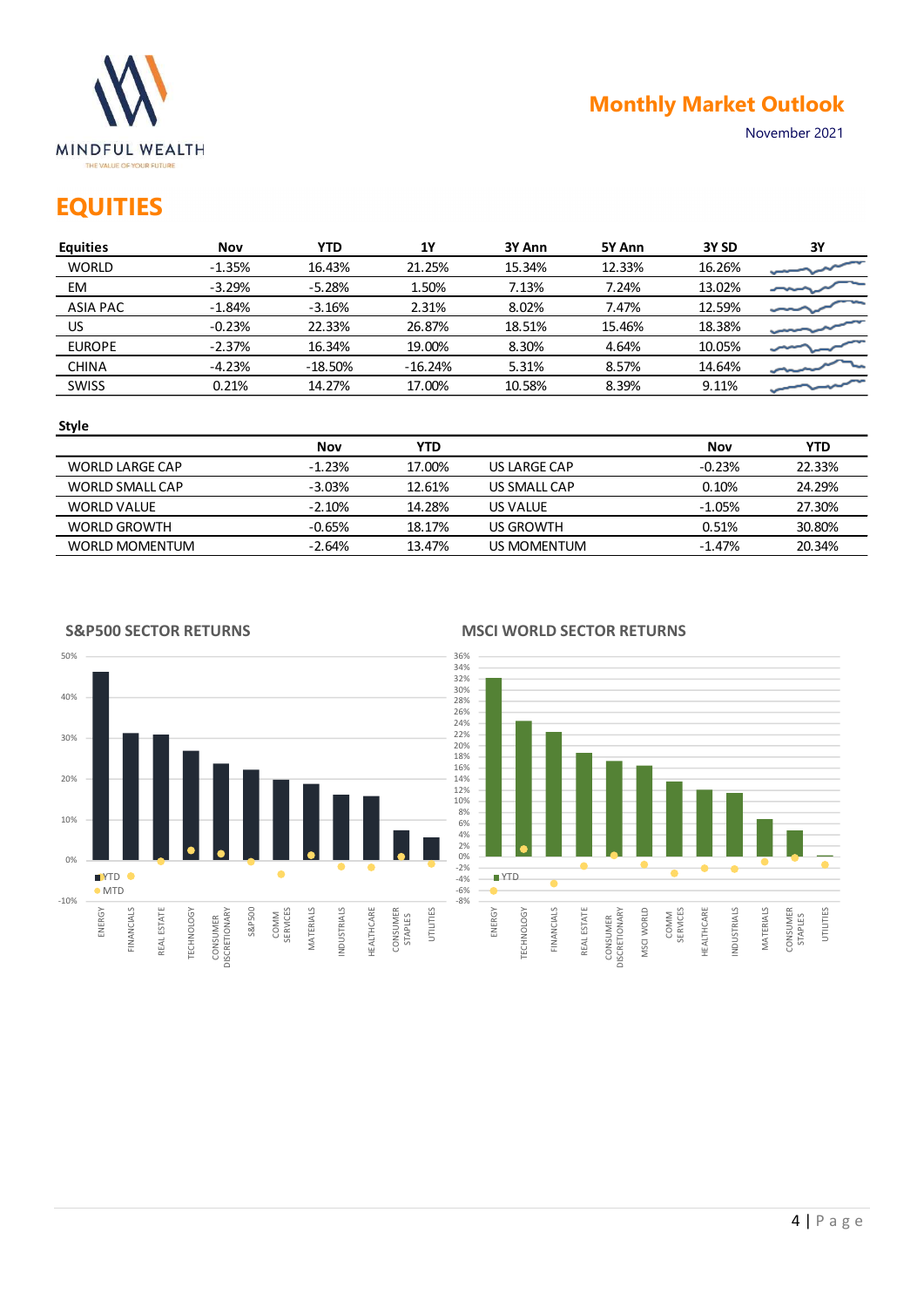# Monthly Market Outlook

November 2021

## EQUITIES

| Equities | Nov | YTD | 1Y | 3Y Ann | 5Y Ann | 3Y SD | 3Y |
|---|---|---|---|---|---|---|---|
| WORLD | -1.35% | 16.43% | 21.25% | 15.34% | 12.33% | 16.26% | |
| EM | -3.29% | -5.28% | 1.50% | 7.13% | 7.24% | 13.02% | |
| ASIA PAC | -1.84% | -3.16% | 2.31% | 8.02% | 7.47% | 12.59% | |
| US | -0.23% | 22.33% | 26.87% | 18.51% | 15.46% | 18.38% | |
| EUROPE | -2.37% | 16.34% | 19.00% | 8.30% | 4.64% | 10.05% | |
| CHINA | -4.23% | -18.50% | -16.24% | 5.31% | 8.57% | 14.64% | |
| SWISS | 0.21% | 14.27% | 17.00% | 10.58% | 8.39% | 9.11% | |

### Style

| | Nov | YTD | | Nov | YTD |
|---|---|---|---|---|---|
| WORLD LARGE CAP | -1.23% | 17.00% | US LARGE CAP | -0.23% | 22.33% |
| WORLD SMALL CAP | -3.03% | 12.61% | US SMALL CAP | 0.10% | 24.29% |
| WORLD VALUE | -2.10% | 14.28% | US VALUE | -1.05% | 27.30% |
| WORLD GROWTH | -0.65% | 18.17% | US GROWTH | 0.51% | 30.80% |
| WORLD MOMENTUM | -2.64% | 13.47% | US MOMENTUM | -1.47% | 20.34% |

### S&P500 SECTOR RETURNS

### MSCI WORLD SECTOR RETURNS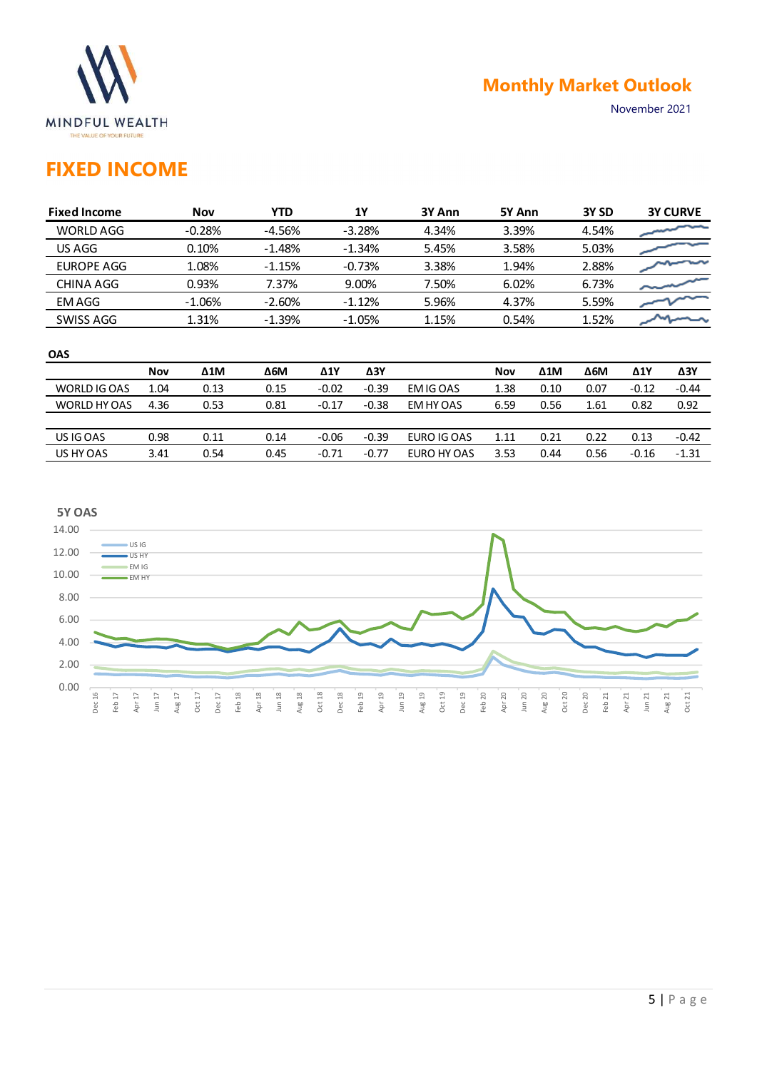# FIXED INCOME

| Fixed Income | Nov | YTD | 1Y | 3Y Ann | 5Y Ann | 3Y SD | 3Y CURVE |
|---|---|---|---|---|---|---|---|
| WORLD AGG | -0.28% | -4.56% | -3.28% | 4.34% | 3.39% | 4.54% | |
| US AGG | 0.10% | -1.48% | -1.34% | 5.45% | 3.58% | 5.03% | |
| EUROPE AGG | 1.08% | -1.15% | -0.73% | 3.38% | 1.94% | 2.88% | |
| CHINA AGG | 0.93% | 7.37% | 9.00% | 7.50% | 6.02% | 6.73% | |
| EM AGG | -1.06% | -2.60% | -1.12% | 5.96% | 4.37% | 5.59% | |
| SWISS AGG | 1.31% | -1.39% | -1.05% | 1.15% | 0.54% | 1.52% | |

**OAS**

| | Nov | Δ1M | Δ6M | Δ1Y | Δ3Y | | Nov | Δ1M | Δ6M | Δ1Y | Δ3Y |
|---|---|---|---|---|---|---|---|---|---|---|---|
| WORLD IG OAS | 1.04 | 0.13 | 0.15 | -0.02 | -0.39 | EM IG OAS | 1.38 | 0.10 | 0.07 | -0.12 | -0.44 |
| WORLD HY OAS | 4.36 | 0.53 | 0.81 | -0.17 | -0.38 | EM HY OAS | 6.59 | 0.56 | 1.61 | 0.82 | 0.92 |
| US IG OAS | 0.98 | 0.11 | 0.14 | -0.06 | -0.39 | EURO IG OAS | 1.11 | 0.21 | 0.22 | 0.13 | -0.42 |
| US HY OAS | 3.41 | 0.54 | 0.45 | -0.71 | -0.77 | EURO HY OAS | 3.53 | 0.44 | 0.56 | -0.16 | -1.31 |

**5Y OAS**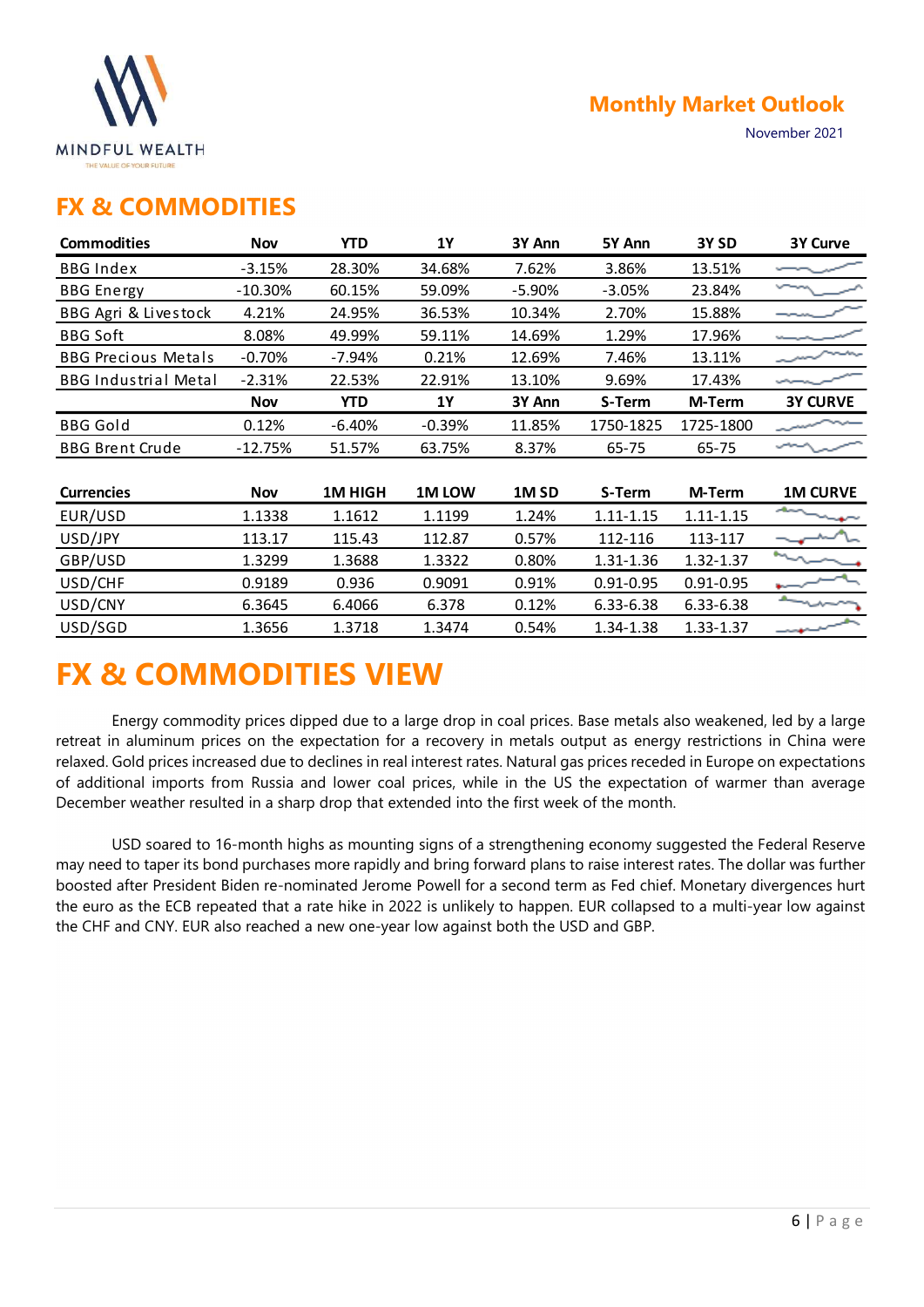## FX & COMMODITIES

| Commodities | Nov | YTD | 1Y | 3Y Ann | 5Y Ann | 3Y SD | 3Y Curve |
|---|---|---|---|---|---|---|---|
| BBG Index | -3.15% | 28.30% | 34.68% | 7.62% | 3.86% | 13.51% | |
| BBG Energy | -10.30% | 60.15% | 59.09% | -5.90% | -3.05% | 23.84% | |
| BBG Agri & Livestock | 4.21% | 24.95% | 36.53% | 10.34% | 2.70% | 15.88% | |
| BBG Soft | 8.08% | 49.99% | 59.11% | 14.69% | 1.29% | 17.96% | |
| BBG Precious Metals | -0.70% | -7.94% | 0.21% | 12.69% | 7.46% | 13.11% | |
| BBG Industrial Metal | -2.31% | 22.53% | 22.91% | 13.10% | 9.69% | 17.43% | |
| | **Nov** | **YTD** | **1Y** | **3Y Ann** | **S-Term** | **M-Term** | **3Y CURVE** |
| BBG Gold | 0.12% | -6.40% | -0.39% | 11.85% | 1750-1825 | 1725-1800 | |
| BBG Brent Crude | -12.75% | 51.57% | 63.75% | 8.37% | 65-75 | 65-75 | |

| Currencies | Nov | 1M HIGH | 1M LOW | 1M SD | S-Term | M-Term | 1M CURVE |
|---|---|---|---|---|---|---|---|
| EUR/USD | 1.1338 | 1.1612 | 1.1199 | 1.24% | 1.11-1.15 | 1.11-1.15 | |
| USD/JPY | 113.17 | 115.43 | 112.87 | 0.57% | 112-116 | 113-117 | |
| GBP/USD | 1.3299 | 1.3688 | 1.3322 | 0.80% | 1.31-1.36 | 1.32-1.37 | |
| USD/CHF | 0.9189 | 0.936 | 0.9091 | 0.91% | 0.91-0.95 | 0.91-0.95 | |
| USD/CNY | 6.3645 | 6.4066 | 6.378 | 0.12% | 6.33-6.38 | 6.33-6.38 | |
| USD/SGD | 1.3656 | 1.3718 | 1.3474 | 0.54% | 1.34-1.38 | 1.33-1.37 | |

# FX & COMMODITIES VIEW

Energy commodity prices dipped due to a large drop in coal prices. Base metals also weakened, led by a large retreat in aluminum prices on the expectation for a recovery in metals output as energy restrictions in China were relaxed. Gold prices increased due to declines in real interest rates. Natural gas prices receded in Europe on expectations of additional imports from Russia and lower coal prices, while in the US the expectation of warmer than average December weather resulted in a sharp drop that extended into the first week of the month.

USD soared to 16-month highs as mounting signs of a strengthening economy suggested the Federal Reserve may need to taper its bond purchases more rapidly and bring forward plans to raise interest rates. The dollar was further boosted after President Biden re-nominated Jerome Powell for a second term as Fed chief. Monetary divergences hurt the euro as the ECB repeated that a rate hike in 2022 is unlikely to happen. EUR collapsed to a multi-year low against the CHF and CNY. EUR also reached a new one-year low against both the USD and GBP.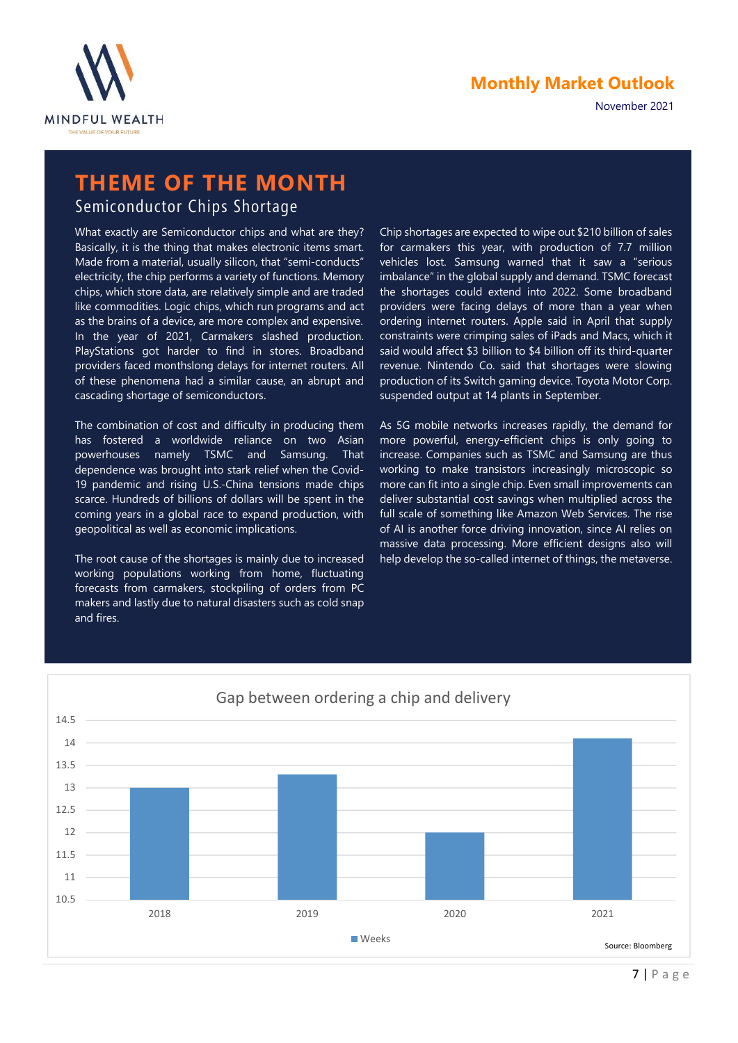# THEME OF THE MONTH

## Semiconductor Chips Shortage

What exactly are Semiconductor chips and what are they? Basically, it is the thing that makes electronic items smart. Made from a material, usually silicon, that "semi-conducts" electricity, the chip performs a variety of functions. Memory chips, which store data, are relatively simple and are traded like commodities. Logic chips, which run programs and act as the brains of a device, are more complex and expensive. In the year of 2021, Carmakers slashed production. PlayStations got harder to find in stores. Broadband providers faced monthslong delays for internet routers. All of these phenomena had a similar cause, an abrupt and cascading shortage of semiconductors.

The combination of cost and difficulty in producing them has fostered a worldwide reliance on two Asian powerhouses namely TSMC and Samsung. That dependence was brought into stark relief when the Covid-19 pandemic and rising U.S.-China tensions made chips scarce. Hundreds of billions of dollars will be spent in the coming years in a global race to expand production, with geopolitical as well as economic implications.

The root cause of the shortages is mainly due to increased working populations working from home, fluctuating forecasts from carmakers, stockpiling of orders from PC makers and lastly due to natural disasters such as cold snap and fires.

Chip shortages are expected to wipe out $210 billion of sales for carmakers this year, with production of 7.7 million vehicles lost. Samsung warned that it saw a "serious imbalance" in the global supply and demand. TSMC forecast the shortages could extend into 2022. Some broadband providers were facing delays of more than a year when ordering internet routers. Apple said in April that supply constraints were crimping sales of iPads and Macs, which it said would affect $3 billion to $4 billion off its third-quarter revenue. Nintendo Co. said that shortages were slowing production of its Switch gaming device. Toyota Motor Corp. suspended output at 14 plants in September.

As 5G mobile networks increases rapidly, the demand for more powerful, energy-efficient chips is only going to increase. Companies such as TSMC and Samsung are thus working to make transistors increasingly microscopic so more can fit into a single chip. Even small improvements can deliver substantial cost savings when multiplied across the full scale of something like Amazon Web Services. The rise of AI is another force driving innovation, since AI relies on massive data processing. More efficient designs also will help develop the so-called internet of things, the metaverse.

**Gap between ordering a chip and delivery**

| Year | Weeks |
|---|---|
| 2018 | 13 |
| 2019 | 13.3 |
| 2020 | 12 |
| 2021 | 14.1 |

Source: Bloomberg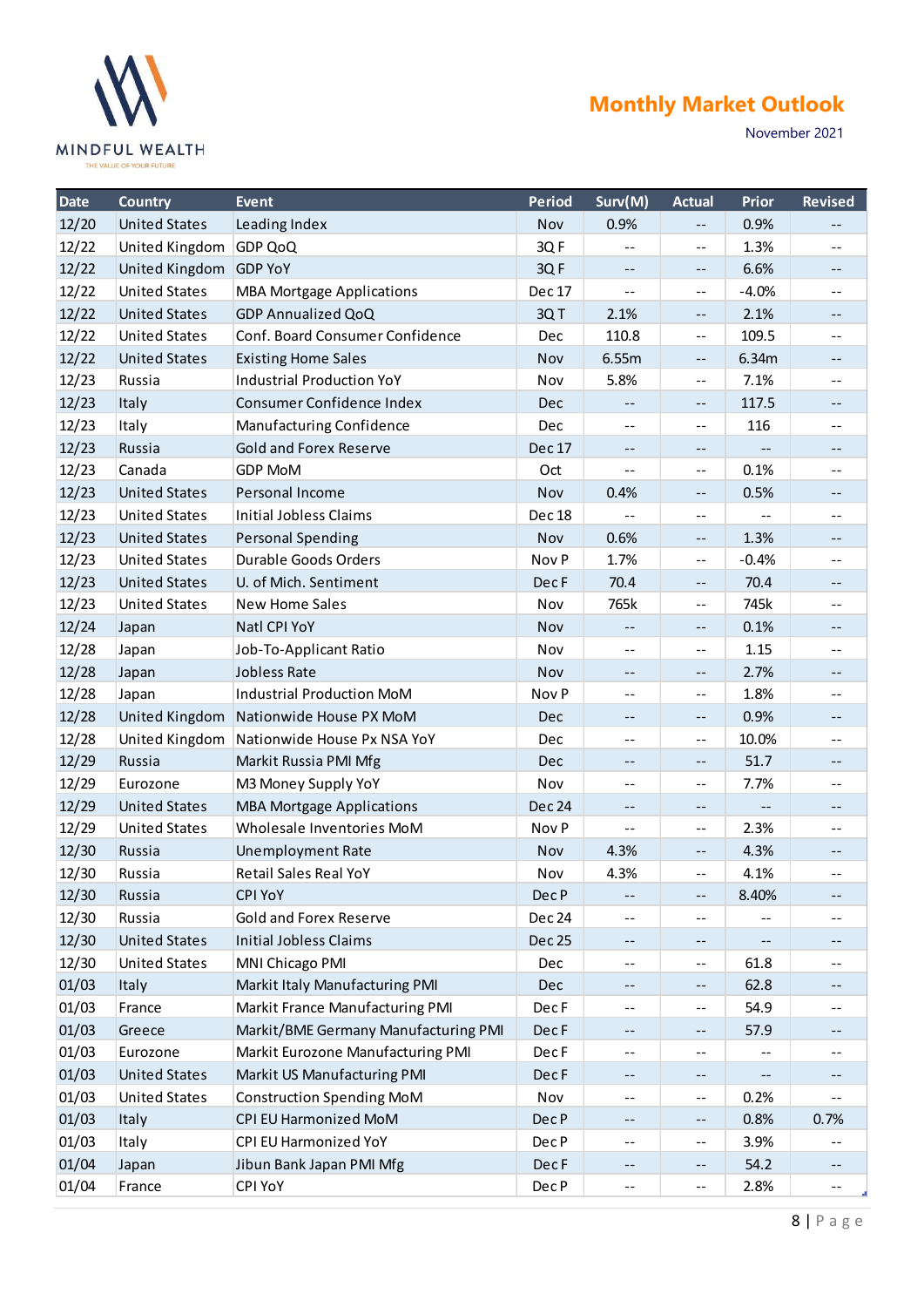| Date | Country | Event | Period | Surv(M) | Actual | Prior | Revised |
|---|---|---|---|---|---|---|---|
| 12/20 | United States | Leading Index | Nov | 0.9% | -- | 0.9% | -- |
| 12/22 | United Kingdom | GDP QoQ | 3Q F | -- | -- | 1.3% | -- |
| 12/22 | United Kingdom | GDP YoY | 3Q F | -- | -- | 6.6% | -- |
| 12/22 | United States | MBA Mortgage Applications | Dec 17 | -- | -- | -4.0% | -- |
| 12/22 | United States | GDP Annualized QoQ | 3Q T | 2.1% | -- | 2.1% | -- |
| 12/22 | United States | Conf. Board Consumer Confidence | Dec | 110.8 | -- | 109.5 | -- |
| 12/22 | United States | Existing Home Sales | Nov | 6.55m | -- | 6.34m | -- |
| 12/23 | Russia | Industrial Production YoY | Nov | 5.8% | -- | 7.1% | -- |
| 12/23 | Italy | Consumer Confidence Index | Dec | -- | -- | 117.5 | -- |
| 12/23 | Italy | Manufacturing Confidence | Dec | -- | -- | 116 | -- |
| 12/23 | Russia | Gold and Forex Reserve | Dec 17 | -- | -- | -- | -- |
| 12/23 | Canada | GDP MoM | Oct | -- | -- | 0.1% | -- |
| 12/23 | United States | Personal Income | Nov | 0.4% | -- | 0.5% | -- |
| 12/23 | United States | Initial Jobless Claims | Dec 18 | -- | -- | -- | -- |
| 12/23 | United States | Personal Spending | Nov | 0.6% | -- | 1.3% | -- |
| 12/23 | United States | Durable Goods Orders | Nov P | 1.7% | -- | -0.4% | -- |
| 12/23 | United States | U. of Mich. Sentiment | Dec F | 70.4 | -- | 70.4 | -- |
| 12/23 | United States | New Home Sales | Nov | 765k | -- | 745k | -- |
| 12/24 | Japan | Natl CPI YoY | Nov | -- | -- | 0.1% | -- |
| 12/28 | Japan | Job-To-Applicant Ratio | Nov | -- | -- | 1.15 | -- |
| 12/28 | Japan | Jobless Rate | Nov | -- | -- | 2.7% | -- |
| 12/28 | Japan | Industrial Production MoM | Nov P | -- | -- | 1.8% | -- |
| 12/28 | United Kingdom | Nationwide House PX MoM | Dec | -- | -- | 0.9% | -- |
| 12/28 | United Kingdom | Nationwide House Px NSA YoY | Dec | -- | -- | 10.0% | -- |
| 12/29 | Russia | Markit Russia PMI Mfg | Dec | -- | -- | 51.7 | -- |
| 12/29 | Eurozone | M3 Money Supply YoY | Nov | -- | -- | 7.7% | -- |
| 12/29 | United States | MBA Mortgage Applications | Dec 24 | -- | -- | -- | -- |
| 12/29 | United States | Wholesale Inventories MoM | Nov P | -- | -- | 2.3% | -- |
| 12/30 | Russia | Unemployment Rate | Nov | 4.3% | -- | 4.3% | -- |
| 12/30 | Russia | Retail Sales Real YoY | Nov | 4.3% | -- | 4.1% | -- |
| 12/30 | Russia | CPI YoY | Dec P | -- | -- | 8.40% | -- |
| 12/30 | Russia | Gold and Forex Reserve | Dec 24 | -- | -- | -- | -- |
| 12/30 | United States | Initial Jobless Claims | Dec 25 | -- | -- | -- | -- |
| 12/30 | United States | MNI Chicago PMI | Dec | -- | -- | 61.8 | -- |
| 01/03 | Italy | Markit Italy Manufacturing PMI | Dec | -- | -- | 62.8 | -- |
| 01/03 | France | Markit France Manufacturing PMI | Dec F | -- | -- | 54.9 | -- |
| 01/03 | Greece | Markit/BME Germany Manufacturing PMI | Dec F | -- | -- | 57.9 | -- |
| 01/03 | Eurozone | Markit Eurozone Manufacturing PMI | Dec F | -- | -- | -- | -- |
| 01/03 | United States | Markit US Manufacturing PMI | Dec F | -- | -- | -- | -- |
| 01/03 | United States | Construction Spending MoM | Nov | -- | -- | 0.2% | -- |
| 01/03 | Italy | CPI EU Harmonized MoM | Dec P | -- | -- | 0.8% | 0.7% |
| 01/03 | Italy | CPI EU Harmonized YoY | Dec P | -- | -- | 3.9% | -- |
| 01/04 | Japan | Jibun Bank Japan PMI Mfg | Dec F | -- | -- | 54.2 | -- |
| 01/04 | France | CPI YoY | Dec P | -- | -- | 2.8% | -- |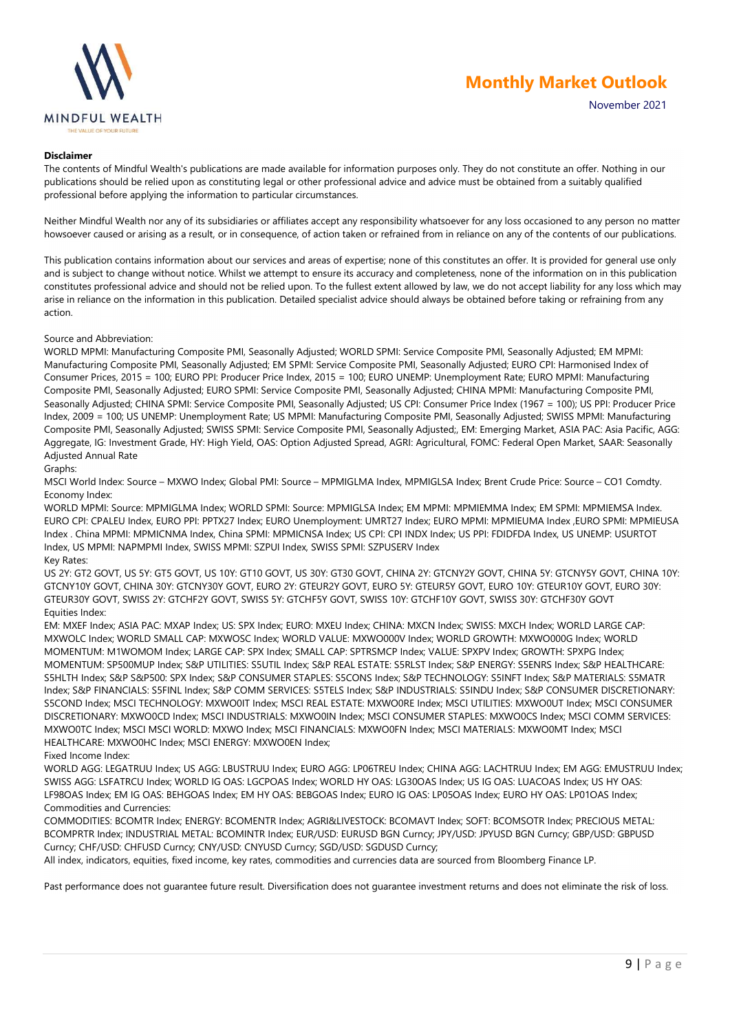**Disclaimer**

The contents of Mindful Wealth's publications are made available for information purposes only. They do not constitute an offer. Nothing in our publications should be relied upon as constituting legal or other professional advice and advice must be obtained from a suitably qualified professional before applying the information to particular circumstances.

Neither Mindful Wealth nor any of its subsidiaries or affiliates accept any responsibility whatsoever for any loss occasioned to any person no matter howsoever caused or arising as a result, or in consequence, of action taken or refrained from in reliance on any of the contents of our publications.

This publication contains information about our services and areas of expertise; none of this constitutes an offer. It is provided for general use only and is subject to change without notice. Whilst we attempt to ensure its accuracy and completeness, none of the information on in this publication constitutes professional advice and should not be relied upon. To the fullest extent allowed by law, we do not accept liability for any loss which may arise in reliance on the information in this publication. Detailed specialist advice should always be obtained before taking or refraining from any action.

Source and Abbreviation:

WORLD MPMI: Manufacturing Composite PMI, Seasonally Adjusted; WORLD SPMI: Service Composite PMI, Seasonally Adjusted; EM MPMI: Manufacturing Composite PMI, Seasonally Adjusted; EM SPMI: Service Composite PMI, Seasonally Adjusted; EURO CPI: Harmonised Index of Consumer Prices, 2015 = 100; EURO PPI: Producer Price Index, 2015 = 100; EURO UNEMP: Unemployment Rate; EURO MPMI: Manufacturing Composite PMI, Seasonally Adjusted; EURO SPMI: Service Composite PMI, Seasonally Adjusted; CHINA MPMI: Manufacturing Composite PMI, Seasonally Adjusted; CHINA SPMI: Service Composite PMI, Seasonally Adjusted; US CPI: Consumer Price Index (1967 = 100); US PPI: Producer Price Index, 2009 = 100; US UNEMP: Unemployment Rate; US MPMI: Manufacturing Composite PMI, Seasonally Adjusted; SWISS MPMI: Manufacturing Composite PMI, Seasonally Adjusted; SWISS SPMI: Service Composite PMI, Seasonally Adjusted;, EM: Emerging Market, ASIA PAC: Asia Pacific, AGG: Aggregate, IG: Investment Grade, HY: High Yield, OAS: Option Adjusted Spread, AGRI: Agricultural, FOMC: Federal Open Market, SAAR: Seasonally Adjusted Annual Rate

Graphs:

MSCI World Index: Source – MXWO Index; Global PMI: Source – MPMIGLMA Index, MPMIGLSA Index; Brent Crude Price: Source – CO1 Comdty.

Economy Index:

WORLD MPMI: Source: MPMIGLMA Index; WORLD SPMI: Source: MPMIGLSA Index; EM MPMI: MPMIEMMA Index; EM SPMI: MPMIEMSA Index. EURO CPI: CPALEU Index, EURO PPI: PPTX27 Index; EURO Unemployment: UMRT27 Index; EURO MPMI: MPMIEUMA Index ,EURO SPMI: MPMIEUSA Index . China MPMI: MPMICNMA Index, China SPMI: MPMICNSA Index; US CPI: CPI INDX Index; US PPI: FDIDFDA Index, US UNEMP: USURTOT Index, US MPMI: NAPMPMI Index, SWISS MPMI: SZPUI Index, SWISS SPMI: SZPUSERV Index

Key Rates:

US 2Y: GT2 GOVT, US 5Y: GT5 GOVT, US 10Y: GT10 GOVT, US 30Y: GT30 GOVT, CHINA 2Y: GTCNY2Y GOVT, CHINA 5Y: GTCNY5Y GOVT, CHINA 10Y: GTCNY10Y GOVT, CHINA 30Y: GTCNY30Y GOVT, EURO 2Y: GTEUR2Y GOVT, EURO 5Y: GTEUR5Y GOVT, EURO 10Y: GTEUR10Y GOVT, EURO 30Y: GTEUR30Y GOVT, SWISS 2Y: GTCHF2Y GOVT, SWISS 5Y: GTCHF5Y GOVT, SWISS 10Y: GTCHF10Y GOVT, SWISS 30Y: GTCHF30Y GOVT

Equities Index:

EM: MXEF Index; ASIA PAC: MXAP Index; US: SPX Index; EURO: MXEU Index; CHINA: MXCN Index; SWISS: MXCH Index; WORLD LARGE CAP: MXWOLC Index; WORLD SMALL CAP: MXWOSC Index; WORLD VALUE: MXWO000V Index; WORLD GROWTH: MXWO000G Index; WORLD MOMENTUM: M1WOMOM Index; LARGE CAP: SPX Index; SMALL CAP: SPTRSMCP Index; VALUE: SPXPV Index; GROWTH: SPXPG Index; MOMENTUM: SP500MUP Index; S&P UTILITIES: S5UTIL Index; S&P REAL ESTATE: S5RLST Index; S&P ENERGY: S5ENRS Index; S&P HEALTHCARE: S5HLTH Index; S&P S&P500: SPX Index; S&P CONSUMER STAPLES: S5CONS Index; S&P TECHNOLOGY: S5INFT Index; S&P MATERIALS: S5MATR Index; S&P FINANCIALS: S5FINL Index; S&P COMM SERVICES: S5TELS Index; S&P INDUSTRIALS: S5INDU Index; S&P CONSUMER DISCRETIONARY: S5COND Index; MSCI TECHNOLOGY: MXWO0IT Index; MSCI REAL ESTATE: MXWO0RE Index; MSCI UTILITIES: MXWO0UT Index; MSCI CONSUMER DISCRETIONARY: MXWO0CD Index; MSCI INDUSTRIALS: MXWO0IN Index; MSCI CONSUMER STAPLES: MXWO0CS Index; MSCI COMM SERVICES: MXWO0TC Index; MSCI MSCI WORLD: MXWO Index; MSCI FINANCIALS: MXWO0FN Index; MSCI MATERIALS: MXWO0MT Index; MSCI HEALTHCARE: MXWO0HC Index; MSCI ENERGY: MXWO0EN Index;

Fixed Income Index:

WORLD AGG: LEGATRUU Index; US AGG: LBUSTRUU Index; EURO AGG: LP06TREU Index; CHINA AGG: LACHTRUU Index; EM AGG: EMUSTRUU Index; SWISS AGG: LSFATRCU Index; WORLD IG OAS: LGCPOAS Index; WORLD HY OAS: LG30OAS Index; US IG OAS: LUACOAS Index; US HY OAS: LF98OAS Index; EM IG OAS: BEHGOAS Index; EM HY OAS: BEBGOAS Index; EURO IG OAS: LP05OAS Index; EURO HY OAS: LP01OAS Index;

Commodities and Currencies:

COMMODITIES: BCOMTR Index; ENERGY: BCOMENTR Index; AGRI&LIVESTOCK: BCOMAVT Index; SOFT: BCOMSOTR Index; PRECIOUS METAL: BCOMPRTR Index; INDUSTRIAL METAL: BCOMINTR Index; EUR/USD: EURUSD BGN Curncy; JPY/USD: JPYUSD BGN Curncy; GBP/USD: GBPUSD Curncy; CHF/USD: CHFUSD Curncy; CNY/USD: CNYUSD Curncy; SGD/USD: SGDUSD Curncy;

All index, indicators, equities, fixed income, key rates, commodities and currencies data are sourced from Bloomberg Finance LP.

Past performance does not guarantee future result. Diversification does not guarantee investment returns and does not eliminate the risk of loss.